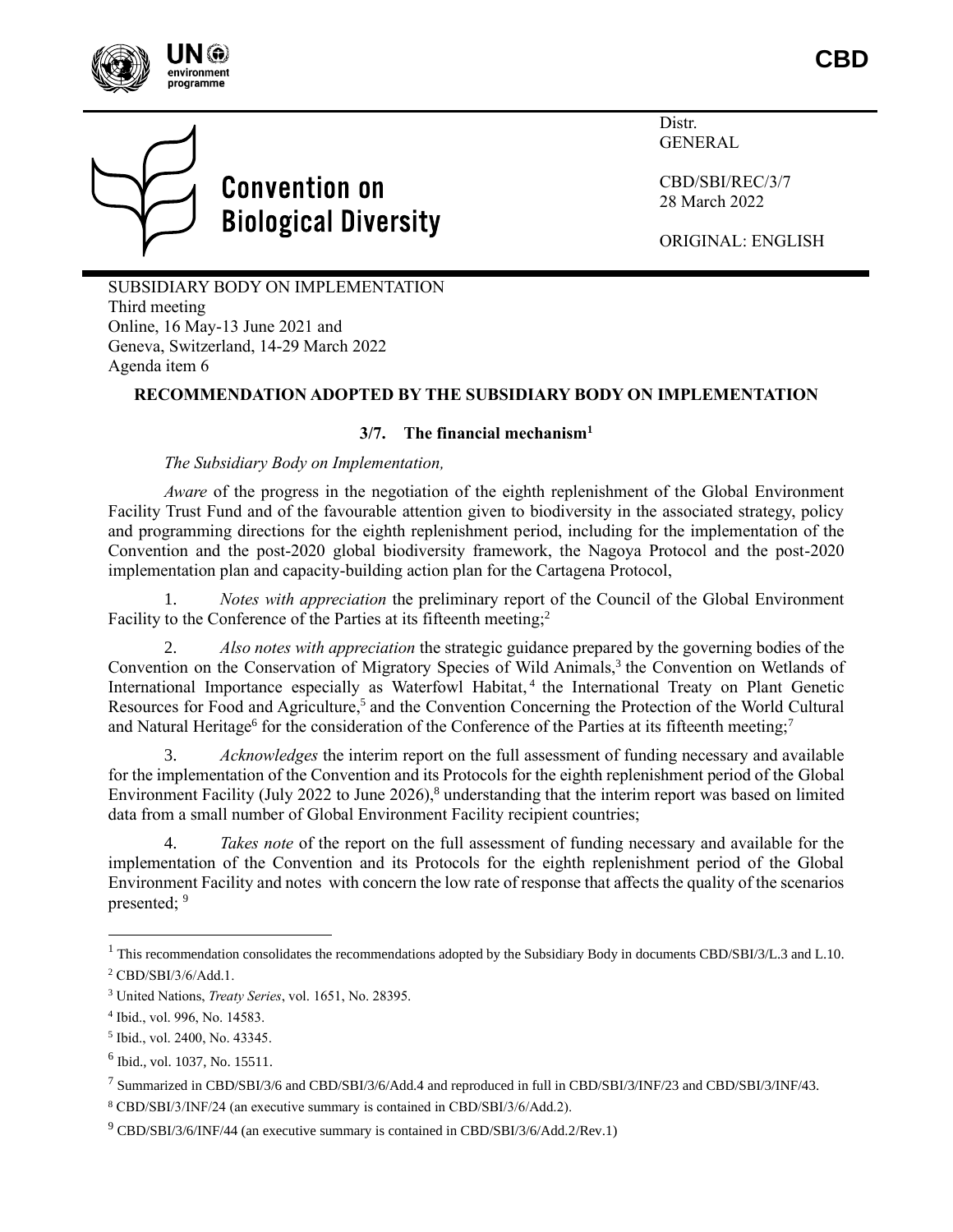Distr.
GENERAL

CBD/SBI/REC/3/7
28 March 2022

ORIGINAL: ENGLISH

# Convention on Biological Diversity

SUBSIDIARY BODY ON IMPLEMENTATION
Third meeting
Online, 16 May-13 June 2021 and
Geneva, Switzerland, 14-29 March 2022
Agenda item 6

## RECOMMENDATION ADOPTED BY THE SUBSIDIARY BODY ON IMPLEMENTATION

### 3/7. The financial mechanism[1]

*The Subsidiary Body on Implementation,*

*Aware* of the progress in the negotiation of the eighth replenishment of the Global Environment Facility Trust Fund and of the favourable attention given to biodiversity in the associated strategy, policy and programming directions for the eighth replenishment period, including for the implementation of the Convention and the post-2020 global biodiversity framework, the Nagoya Protocol and the post-2020 implementation plan and capacity-building action plan for the Cartagena Protocol,

1. *Notes with appreciation* the preliminary report of the Council of the Global Environment Facility to the Conference of the Parties at its fifteenth meeting;[2]

2. *Also notes with appreciation* the strategic guidance prepared by the governing bodies of the Convention on the Conservation of Migratory Species of Wild Animals,[3] the Convention on Wetlands of International Importance especially as Waterfowl Habitat,[4] the International Treaty on Plant Genetic Resources for Food and Agriculture,[5] and the Convention Concerning the Protection of the World Cultural and Natural Heritage[6] for the consideration of the Conference of the Parties at its fifteenth meeting;[7]

3. *Acknowledges* the interim report on the full assessment of funding necessary and available for the implementation of the Convention and its Protocols for the eighth replenishment period of the Global Environment Facility (July 2022 to June 2026),[8] understanding that the interim report was based on limited data from a small number of Global Environment Facility recipient countries;

4. *Takes note* of the report on the full assessment of funding necessary and available for the implementation of the Convention and its Protocols for the eighth replenishment period of the Global Environment Facility and notes with concern the low rate of response that affects the quality of the scenarios presented;[9]

---

[1] This recommendation consolidates the recommendations adopted by the Subsidiary Body in documents CBD/SBI/3/L.3 and L.10.

[2] CBD/SBI/3/6/Add.1.

[3] United Nations, *Treaty Series*, vol. 1651, No. 28395.

[4] Ibid., vol. 996, No. 14583.

[5] Ibid., vol. 2400, No. 43345.

[6] Ibid., vol. 1037, No. 15511.

[7] Summarized in CBD/SBI/3/6 and CBD/SBI/3/6/Add.4 and reproduced in full in CBD/SBI/3/INF/23 and CBD/SBI/3/INF/43.

[8] CBD/SBI/3/INF/24 (an executive summary is contained in CBD/SBI/3/6/Add.2).

[9] CBD/SBI/3/6/INF/44 (an executive summary is contained in CBD/SBI/3/6/Add.2/Rev.1)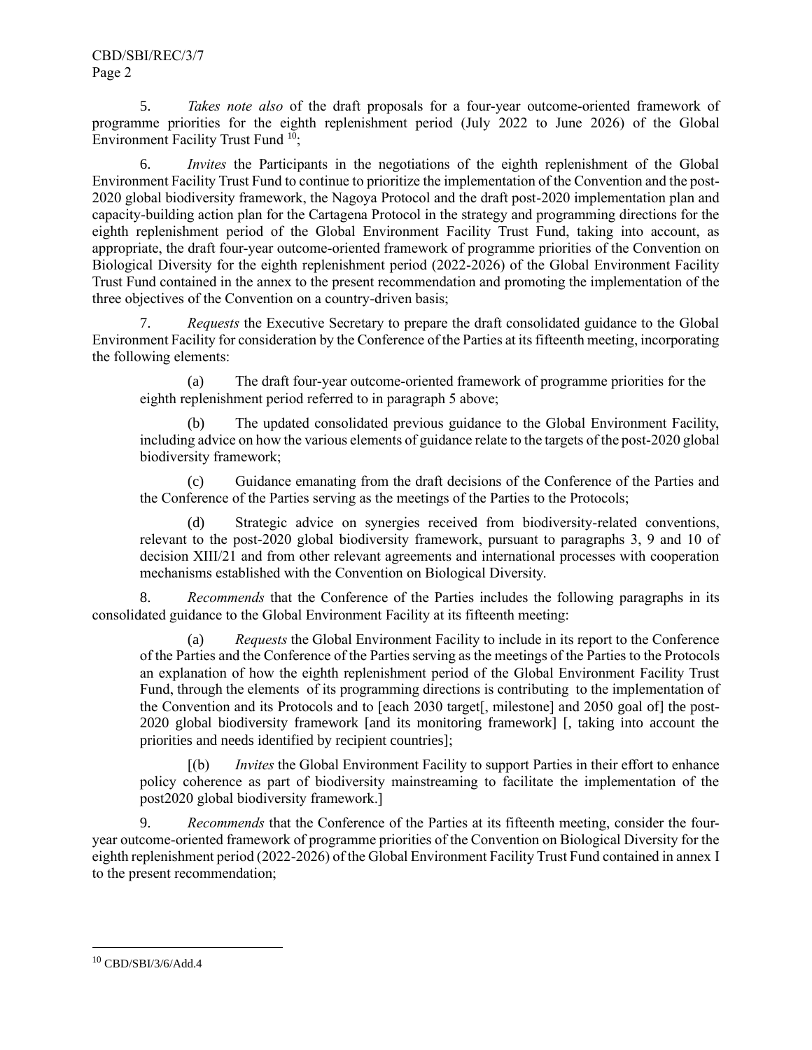5. *Takes note also* of the draft proposals for a four-year outcome-oriented framework of programme priorities for the eighth replenishment period (July 2022 to June 2026) of the Global Environment Facility Trust Fund [10];

6. *Invites* the Participants in the negotiations of the eighth replenishment of the Global Environment Facility Trust Fund to continue to prioritize the implementation of the Convention and the post-2020 global biodiversity framework, the Nagoya Protocol and the draft post-2020 implementation plan and capacity-building action plan for the Cartagena Protocol in the strategy and programming directions for the eighth replenishment period of the Global Environment Facility Trust Fund, taking into account, as appropriate, the draft four-year outcome-oriented framework of programme priorities of the Convention on Biological Diversity for the eighth replenishment period (2022-2026) of the Global Environment Facility Trust Fund contained in the annex to the present recommendation and promoting the implementation of the three objectives of the Convention on a country-driven basis;

7. *Requests* the Executive Secretary to prepare the draft consolidated guidance to the Global Environment Facility for consideration by the Conference of the Parties at its fifteenth meeting, incorporating the following elements:

(a) The draft four-year outcome-oriented framework of programme priorities for the eighth replenishment period referred to in paragraph 5 above;

(b) The updated consolidated previous guidance to the Global Environment Facility, including advice on how the various elements of guidance relate to the targets of the post-2020 global biodiversity framework;

(c) Guidance emanating from the draft decisions of the Conference of the Parties and the Conference of the Parties serving as the meetings of the Parties to the Protocols;

(d) Strategic advice on synergies received from biodiversity-related conventions, relevant to the post-2020 global biodiversity framework, pursuant to paragraphs 3, 9 and 10 of decision XIII/21 and from other relevant agreements and international processes with cooperation mechanisms established with the Convention on Biological Diversity.

8. *Recommends* that the Conference of the Parties includes the following paragraphs in its consolidated guidance to the Global Environment Facility at its fifteenth meeting:

(a) *Requests* the Global Environment Facility to include in its report to the Conference of the Parties and the Conference of the Parties serving as the meetings of the Parties to the Protocols an explanation of how the eighth replenishment period of the Global Environment Facility Trust Fund, through the elements of its programming directions is contributing to the implementation of the Convention and its Protocols and to [each 2030 target[, milestone] and 2050 goal of] the post-2020 global biodiversity framework [and its monitoring framework] [, taking into account the priorities and needs identified by recipient countries];

[(b) *Invites* the Global Environment Facility to support Parties in their effort to enhance policy coherence as part of biodiversity mainstreaming to facilitate the implementation of the post2020 global biodiversity framework.]

9. *Recommends* that the Conference of the Parties at its fifteenth meeting, consider the four-year outcome-oriented framework of programme priorities of the Convention on Biological Diversity for the eighth replenishment period (2022-2026) of the Global Environment Facility Trust Fund contained in annex I to the present recommendation;

---

[10] CBD/SBI/3/6/Add.4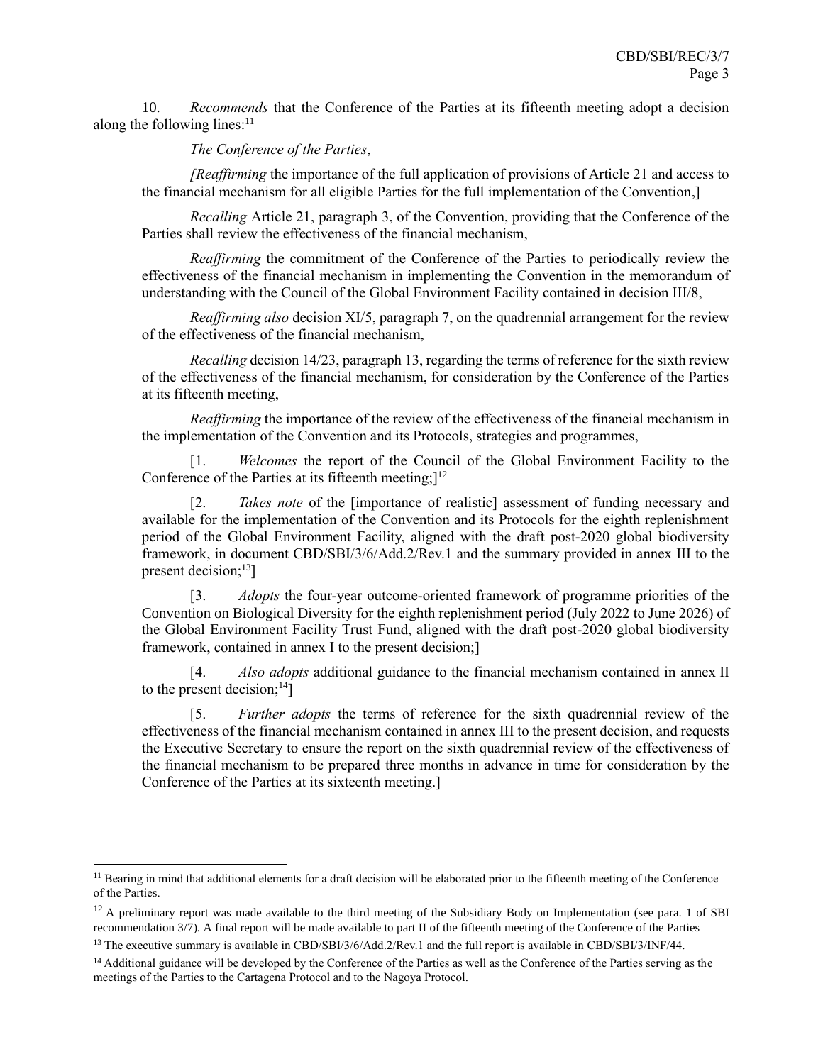10. *Recommends* that the Conference of the Parties at its fifteenth meeting adopt a decision along the following lines:[11]

*The Conference of the Parties*,

*[Reaffirming* the importance of the full application of provisions of Article 21 and access to the financial mechanism for all eligible Parties for the full implementation of the Convention,]

*Recalling* Article 21, paragraph 3, of the Convention, providing that the Conference of the Parties shall review the effectiveness of the financial mechanism,

*Reaffirming* the commitment of the Conference of the Parties to periodically review the effectiveness of the financial mechanism in implementing the Convention in the memorandum of understanding with the Council of the Global Environment Facility contained in decision III/8,

*Reaffirming also* decision XI/5, paragraph 7, on the quadrennial arrangement for the review of the effectiveness of the financial mechanism,

*Recalling* decision 14/23, paragraph 13, regarding the terms of reference for the sixth review of the effectiveness of the financial mechanism, for consideration by the Conference of the Parties at its fifteenth meeting,

*Reaffirming* the importance of the review of the effectiveness of the financial mechanism in the implementation of the Convention and its Protocols, strategies and programmes,

[1. *Welcomes* the report of the Council of the Global Environment Facility to the Conference of the Parties at its fifteenth meeting;][12]

[2. *Takes note* of the [importance of realistic] assessment of funding necessary and available for the implementation of the Convention and its Protocols for the eighth replenishment period of the Global Environment Facility, aligned with the draft post-2020 global biodiversity framework, in document CBD/SBI/3/6/Add.2/Rev.1 and the summary provided in annex III to the present decision;[13]]

[3. *Adopts* the four-year outcome-oriented framework of programme priorities of the Convention on Biological Diversity for the eighth replenishment period (July 2022 to June 2026) of the Global Environment Facility Trust Fund, aligned with the draft post-2020 global biodiversity framework, contained in annex I to the present decision;]

[4. *Also adopts* additional guidance to the financial mechanism contained in annex II to the present decision;[14]]

[5. *Further adopts* the terms of reference for the sixth quadrennial review of the effectiveness of the financial mechanism contained in annex III to the present decision, and requests the Executive Secretary to ensure the report on the sixth quadrennial review of the effectiveness of the financial mechanism to be prepared three months in advance in time for consideration by the Conference of the Parties at its sixteenth meeting.]

---

[11] Bearing in mind that additional elements for a draft decision will be elaborated prior to the fifteenth meeting of the Conference of the Parties.

[12] A preliminary report was made available to the third meeting of the Subsidiary Body on Implementation (see para. 1 of SBI recommendation 3/7). A final report will be made available to part II of the fifteenth meeting of the Conference of the Parties

[13] The executive summary is available in CBD/SBI/3/6/Add.2/Rev.1 and the full report is available in CBD/SBI/3/INF/44.

[14] Additional guidance will be developed by the Conference of the Parties as well as the Conference of the Parties serving as the meetings of the Parties to the Cartagena Protocol and to the Nagoya Protocol.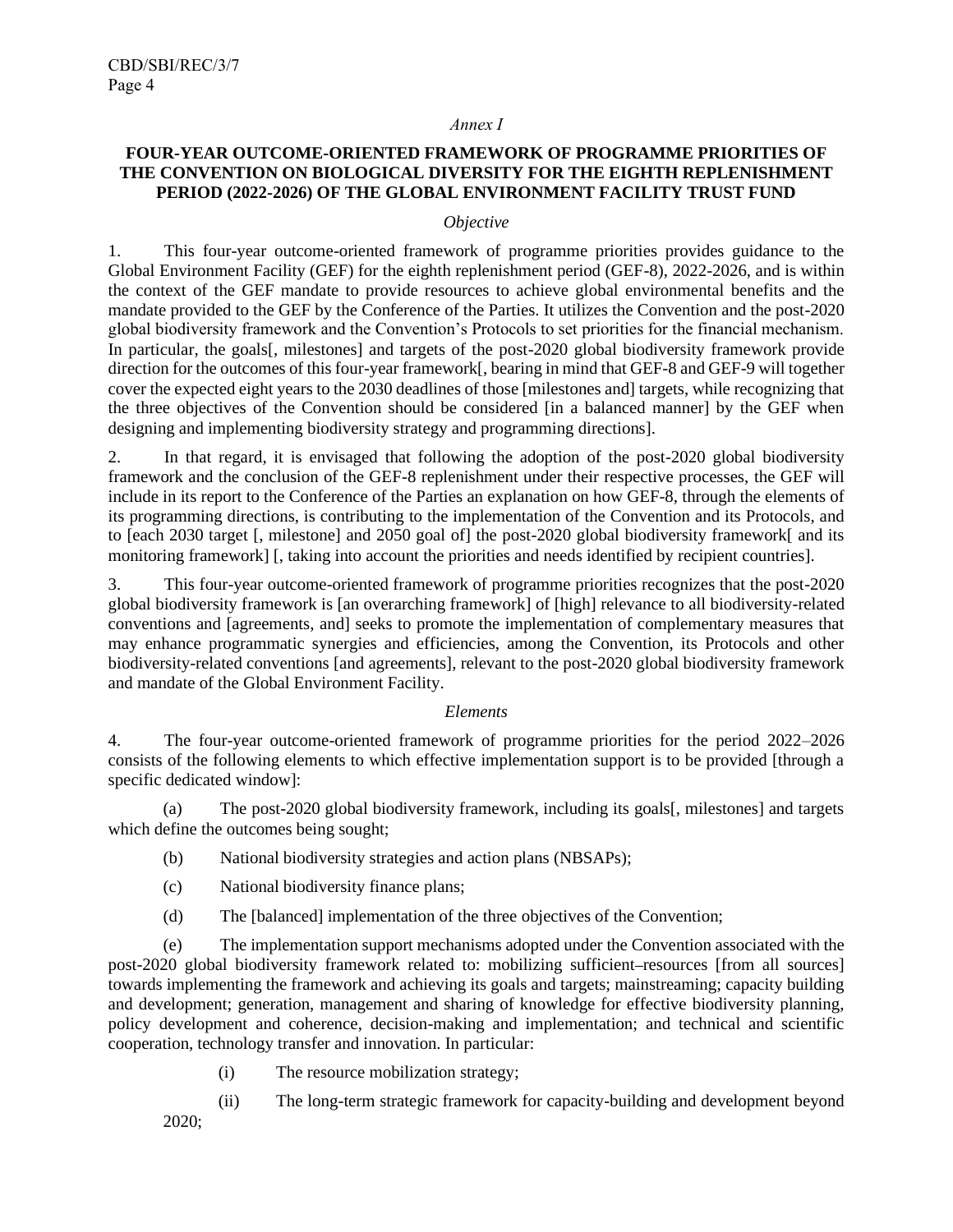*Annex I*

**FOUR-YEAR OUTCOME-ORIENTED FRAMEWORK OF PROGRAMME PRIORITIES OF THE CONVENTION ON BIOLOGICAL DIVERSITY FOR THE EIGHTH REPLENISHMENT PERIOD (2022-2026) OF THE GLOBAL ENVIRONMENT FACILITY TRUST FUND**

*Objective*

1. This four-year outcome-oriented framework of programme priorities provides guidance to the Global Environment Facility (GEF) for the eighth replenishment period (GEF-8), 2022-2026, and is within the context of the GEF mandate to provide resources to achieve global environmental benefits and the mandate provided to the GEF by the Conference of the Parties. It utilizes the Convention and the post-2020 global biodiversity framework and the Convention's Protocols to set priorities for the financial mechanism. In particular, the goals[, milestones] and targets of the post-2020 global biodiversity framework provide direction for the outcomes of this four-year framework[, bearing in mind that GEF-8 and GEF-9 will together cover the expected eight years to the 2030 deadlines of those [milestones and] targets, while recognizing that the three objectives of the Convention should be considered [in a balanced manner] by the GEF when designing and implementing biodiversity strategy and programming directions].

2. In that regard, it is envisaged that following the adoption of the post-2020 global biodiversity framework and the conclusion of the GEF-8 replenishment under their respective processes, the GEF will include in its report to the Conference of the Parties an explanation on how GEF-8, through the elements of its programming directions, is contributing to the implementation of the Convention and its Protocols, and to [each 2030 target [, milestone] and 2050 goal of] the post-2020 global biodiversity framework[ and its monitoring framework] [, taking into account the priorities and needs identified by recipient countries].

3. This four-year outcome-oriented framework of programme priorities recognizes that the post-2020 global biodiversity framework is [an overarching framework] of [high] relevance to all biodiversity-related conventions and [agreements, and] seeks to promote the implementation of complementary measures that may enhance programmatic synergies and efficiencies, among the Convention, its Protocols and other biodiversity-related conventions [and agreements], relevant to the post-2020 global biodiversity framework and mandate of the Global Environment Facility.

*Elements*

4. The four-year outcome-oriented framework of programme priorities for the period 2022–2026 consists of the following elements to which effective implementation support is to be provided [through a specific dedicated window]:

(a) The post-2020 global biodiversity framework, including its goals[, milestones] and targets which define the outcomes being sought;

(b) National biodiversity strategies and action plans (NBSAPs);

(c) National biodiversity finance plans;

(d) The [balanced] implementation of the three objectives of the Convention;

(e) The implementation support mechanisms adopted under the Convention associated with the post-2020 global biodiversity framework related to: mobilizing sufficient–resources [from all sources] towards implementing the framework and achieving its goals and targets; mainstreaming; capacity building and development; generation, management and sharing of knowledge for effective biodiversity planning, policy development and coherence, decision-making and implementation; and technical and scientific cooperation, technology transfer and innovation. In particular:

(i) The resource mobilization strategy;

(ii) The long-term strategic framework for capacity-building and development beyond 2020;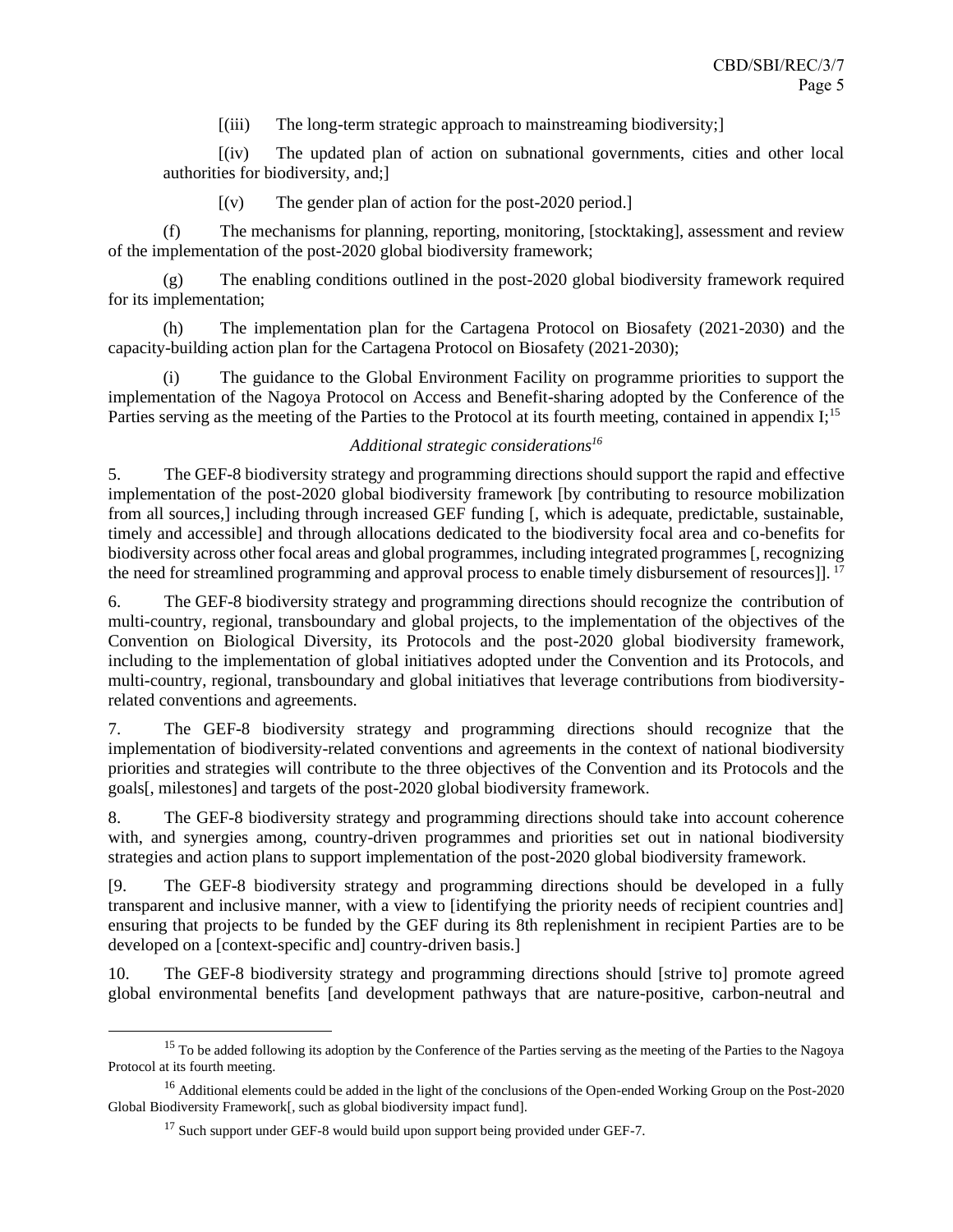[(iii) The long-term strategic approach to mainstreaming biodiversity;]

[(iv) The updated plan of action on subnational governments, cities and other local authorities for biodiversity, and;]

[(v) The gender plan of action for the post-2020 period.]

(f) The mechanisms for planning, reporting, monitoring, [stocktaking], assessment and review of the implementation of the post-2020 global biodiversity framework;

(g) The enabling conditions outlined in the post-2020 global biodiversity framework required for its implementation;

(h) The implementation plan for the Cartagena Protocol on Biosafety (2021-2030) and the capacity-building action plan for the Cartagena Protocol on Biosafety (2021-2030);

(i) The guidance to the Global Environment Facility on programme priorities to support the implementation of the Nagoya Protocol on Access and Benefit-sharing adopted by the Conference of the Parties serving as the meeting of the Parties to the Protocol at its fourth meeting, contained in appendix I;[15]

*Additional strategic considerations*[16]

5. The GEF-8 biodiversity strategy and programming directions should support the rapid and effective implementation of the post-2020 global biodiversity framework [by contributing to resource mobilization from all sources,] including through increased GEF funding [, which is adequate, predictable, sustainable, timely and accessible] and through allocations dedicated to the biodiversity focal area and co-benefits for biodiversity across other focal areas and global programmes, including integrated programmes [, recognizing the need for streamlined programming and approval process to enable timely disbursement of resources]].[17]

6. The GEF-8 biodiversity strategy and programming directions should recognize the contribution of multi-country, regional, transboundary and global projects, to the implementation of the objectives of the Convention on Biological Diversity, its Protocols and the post-2020 global biodiversity framework, including to the implementation of global initiatives adopted under the Convention and its Protocols, and multi-country, regional, transboundary and global initiatives that leverage contributions from biodiversity-related conventions and agreements.

7. The GEF-8 biodiversity strategy and programming directions should recognize that the implementation of biodiversity-related conventions and agreements in the context of national biodiversity priorities and strategies will contribute to the three objectives of the Convention and its Protocols and the goals[, milestones] and targets of the post-2020 global biodiversity framework.

8. The GEF-8 biodiversity strategy and programming directions should take into account coherence with, and synergies among, country-driven programmes and priorities set out in national biodiversity strategies and action plans to support implementation of the post-2020 global biodiversity framework.

[9. The GEF-8 biodiversity strategy and programming directions should be developed in a fully transparent and inclusive manner, with a view to [identifying the priority needs of recipient countries and] ensuring that projects to be funded by the GEF during its 8th replenishment in recipient Parties are to be developed on a [context-specific and] country-driven basis.]

10. The GEF-8 biodiversity strategy and programming directions should [strive to] promote agreed global environmental benefits [and development pathways that are nature-positive, carbon-neutral and

---

[15] To be added following its adoption by the Conference of the Parties serving as the meeting of the Parties to the Nagoya Protocol at its fourth meeting.

[16] Additional elements could be added in the light of the conclusions of the Open-ended Working Group on the Post-2020 Global Biodiversity Framework[, such as global biodiversity impact fund].

[17] Such support under GEF-8 would build upon support being provided under GEF-7.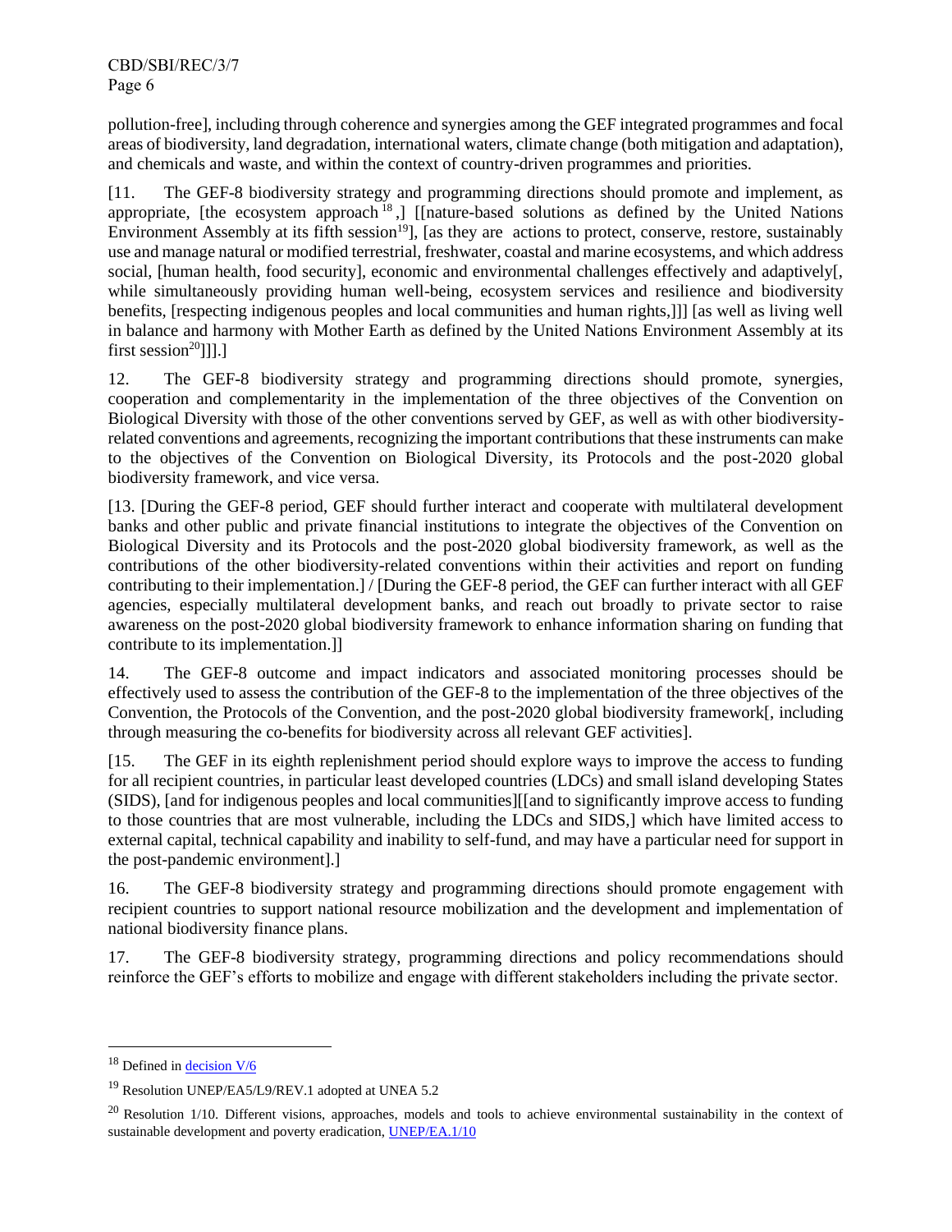pollution-free], including through coherence and synergies among the GEF integrated programmes and focal areas of biodiversity, land degradation, international waters, climate change (both mitigation and adaptation), and chemicals and waste, and within the context of country-driven programmes and priorities.

[11. The GEF-8 biodiversity strategy and programming directions should promote and implement, as appropriate, [the ecosystem approach[18],] [[nature-based solutions as defined by the United Nations Environment Assembly at its fifth session[19]], [as they are actions to protect, conserve, restore, sustainably use and manage natural or modified terrestrial, freshwater, coastal and marine ecosystems, and which address social, [human health, food security], economic and environmental challenges effectively and adaptively[, while simultaneously providing human well-being, ecosystem services and resilience and biodiversity benefits, [respecting indigenous peoples and local communities and human rights,]]] [as well as living well in balance and harmony with Mother Earth as defined by the United Nations Environment Assembly at its first session[20]]]].]

12. The GEF-8 biodiversity strategy and programming directions should promote, synergies, cooperation and complementarity in the implementation of the three objectives of the Convention on Biological Diversity with those of the other conventions served by GEF, as well as with other biodiversity-related conventions and agreements, recognizing the important contributions that these instruments can make to the objectives of the Convention on Biological Diversity, its Protocols and the post-2020 global biodiversity framework, and vice versa.

[13. [During the GEF-8 period, GEF should further interact and cooperate with multilateral development banks and other public and private financial institutions to integrate the objectives of the Convention on Biological Diversity and its Protocols and the post-2020 global biodiversity framework, as well as the contributions of the other biodiversity-related conventions within their activities and report on funding contributing to their implementation.] / [During the GEF-8 period, the GEF can further interact with all GEF agencies, especially multilateral development banks, and reach out broadly to private sector to raise awareness on the post-2020 global biodiversity framework to enhance information sharing on funding that contribute to its implementation.]]

14. The GEF-8 outcome and impact indicators and associated monitoring processes should be effectively used to assess the contribution of the GEF-8 to the implementation of the three objectives of the Convention, the Protocols of the Convention, and the post-2020 global biodiversity framework[, including through measuring the co-benefits for biodiversity across all relevant GEF activities].

[15. The GEF in its eighth replenishment period should explore ways to improve the access to funding for all recipient countries, in particular least developed countries (LDCs) and small island developing States (SIDS), [and for indigenous peoples and local communities][[and to significantly improve access to funding to those countries that are most vulnerable, including the LDCs and SIDS,] which have limited access to external capital, technical capability and inability to self-fund, and may have a particular need for support in the post-pandemic environment].]

16. The GEF-8 biodiversity strategy and programming directions should promote engagement with recipient countries to support national resource mobilization and the development and implementation of national biodiversity finance plans.

17. The GEF-8 biodiversity strategy, programming directions and policy recommendations should reinforce the GEF's efforts to mobilize and engage with different stakeholders including the private sector.

---

[18] Defined in decision V/6

[19] Resolution UNEP/EA5/L9/REV.1 adopted at UNEA 5.2

[20] Resolution 1/10. Different visions, approaches, models and tools to achieve environmental sustainability in the context of sustainable development and poverty eradication, UNEP/EA.1/10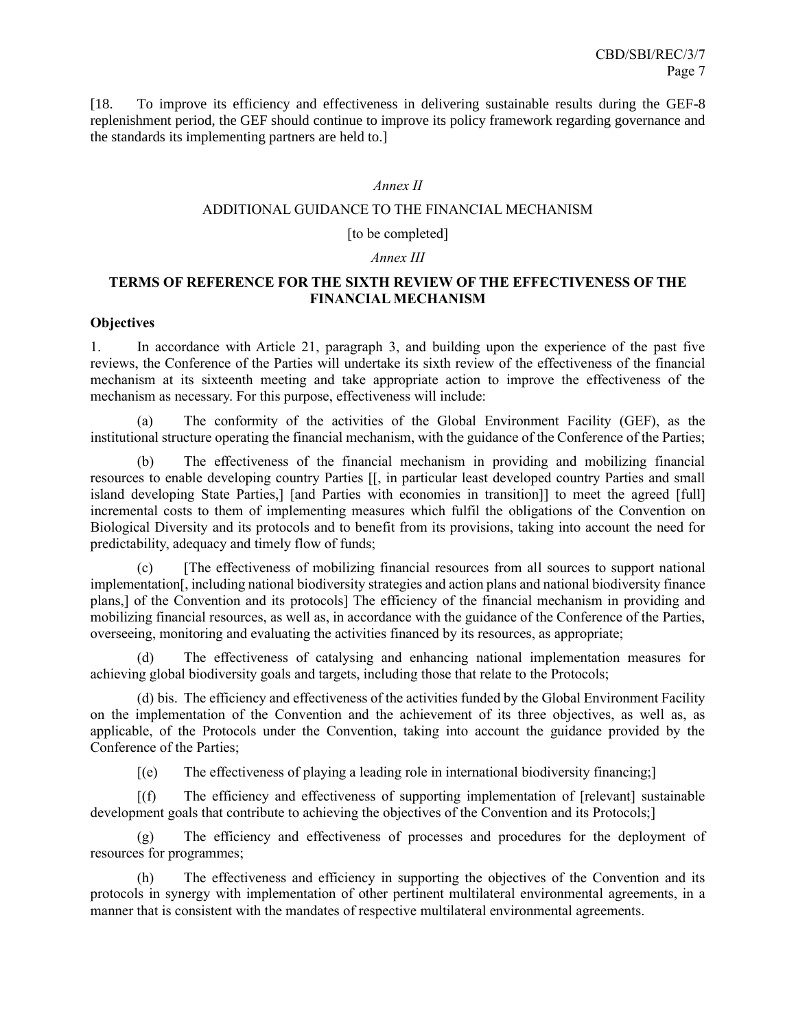[18. To improve its efficiency and effectiveness in delivering sustainable results during the GEF-8 replenishment period, the GEF should continue to improve its policy framework regarding governance and the standards its implementing partners are held to.]

*Annex II*

ADDITIONAL GUIDANCE TO THE FINANCIAL MECHANISM

[to be completed]

*Annex III*

**TERMS OF REFERENCE FOR THE SIXTH REVIEW OF THE EFFECTIVENESS OF THE FINANCIAL MECHANISM**

**Objectives**

1. In accordance with Article 21, paragraph 3, and building upon the experience of the past five reviews, the Conference of the Parties will undertake its sixth review of the effectiveness of the financial mechanism at its sixteenth meeting and take appropriate action to improve the effectiveness of the mechanism as necessary. For this purpose, effectiveness will include:

(a) The conformity of the activities of the Global Environment Facility (GEF), as the institutional structure operating the financial mechanism, with the guidance of the Conference of the Parties;

(b) The effectiveness of the financial mechanism in providing and mobilizing financial resources to enable developing country Parties [[, in particular least developed country Parties and small island developing State Parties,] [and Parties with economies in transition]] to meet the agreed [full] incremental costs to them of implementing measures which fulfil the obligations of the Convention on Biological Diversity and its protocols and to benefit from its provisions, taking into account the need for predictability, adequacy and timely flow of funds;

(c) [The effectiveness of mobilizing financial resources from all sources to support national implementation[, including national biodiversity strategies and action plans and national biodiversity finance plans,] of the Convention and its protocols] The efficiency of the financial mechanism in providing and mobilizing financial resources, as well as, in accordance with the guidance of the Conference of the Parties, overseeing, monitoring and evaluating the activities financed by its resources, as appropriate;

(d) The effectiveness of catalysing and enhancing national implementation measures for achieving global biodiversity goals and targets, including those that relate to the Protocols;

(d) bis. The efficiency and effectiveness of the activities funded by the Global Environment Facility on the implementation of the Convention and the achievement of its three objectives, as well as, as applicable, of the Protocols under the Convention, taking into account the guidance provided by the Conference of the Parties;

[(e) The effectiveness of playing a leading role in international biodiversity financing;]

[(f) The efficiency and effectiveness of supporting implementation of [relevant] sustainable development goals that contribute to achieving the objectives of the Convention and its Protocols;]

(g) The efficiency and effectiveness of processes and procedures for the deployment of resources for programmes;

(h) The effectiveness and efficiency in supporting the objectives of the Convention and its protocols in synergy with implementation of other pertinent multilateral environmental agreements, in a manner that is consistent with the mandates of respective multilateral environmental agreements.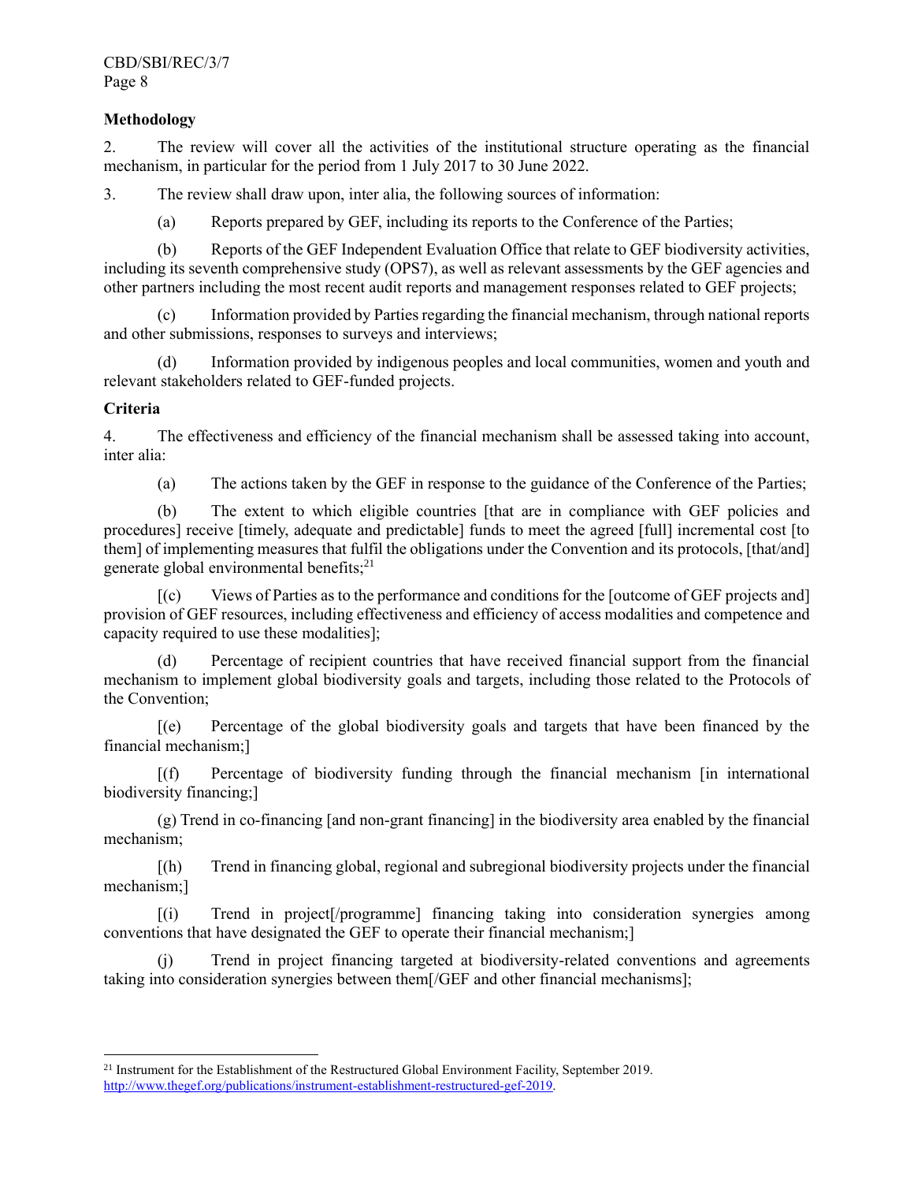**Methodology**

2. The review will cover all the activities of the institutional structure operating as the financial mechanism, in particular for the period from 1 July 2017 to 30 June 2022.

3. The review shall draw upon, inter alia, the following sources of information:

(a) Reports prepared by GEF, including its reports to the Conference of the Parties;

(b) Reports of the GEF Independent Evaluation Office that relate to GEF biodiversity activities, including its seventh comprehensive study (OPS7), as well as relevant assessments by the GEF agencies and other partners including the most recent audit reports and management responses related to GEF projects;

(c) Information provided by Parties regarding the financial mechanism, through national reports and other submissions, responses to surveys and interviews;

(d) Information provided by indigenous peoples and local communities, women and youth and relevant stakeholders related to GEF-funded projects.

**Criteria**

4. The effectiveness and efficiency of the financial mechanism shall be assessed taking into account, inter alia:

(a) The actions taken by the GEF in response to the guidance of the Conference of the Parties;

(b) The extent to which eligible countries [that are in compliance with GEF policies and procedures] receive [timely, adequate and predictable] funds to meet the agreed [full] incremental cost [to them] of implementing measures that fulfil the obligations under the Convention and its protocols, [that/and] generate global environmental benefits;[21]

[(c) Views of Parties as to the performance and conditions for the [outcome of GEF projects and] provision of GEF resources, including effectiveness and efficiency of access modalities and competence and capacity required to use these modalities];

(d) Percentage of recipient countries that have received financial support from the financial mechanism to implement global biodiversity goals and targets, including those related to the Protocols of the Convention;

[(e) Percentage of the global biodiversity goals and targets that have been financed by the financial mechanism;]

[(f) Percentage of biodiversity funding through the financial mechanism [in international biodiversity financing;]

(g) Trend in co-financing [and non-grant financing] in the biodiversity area enabled by the financial mechanism;

[(h) Trend in financing global, regional and subregional biodiversity projects under the financial mechanism;]

[(i) Trend in project[/programme] financing taking into consideration synergies among conventions that have designated the GEF to operate their financial mechanism;]

(j) Trend in project financing targeted at biodiversity-related conventions and agreements taking into consideration synergies between them[/GEF and other financial mechanisms];

---

[21] Instrument for the Establishment of the Restructured Global Environment Facility, September 2019. http://www.thegef.org/publications/instrument-establishment-restructured-gef-2019.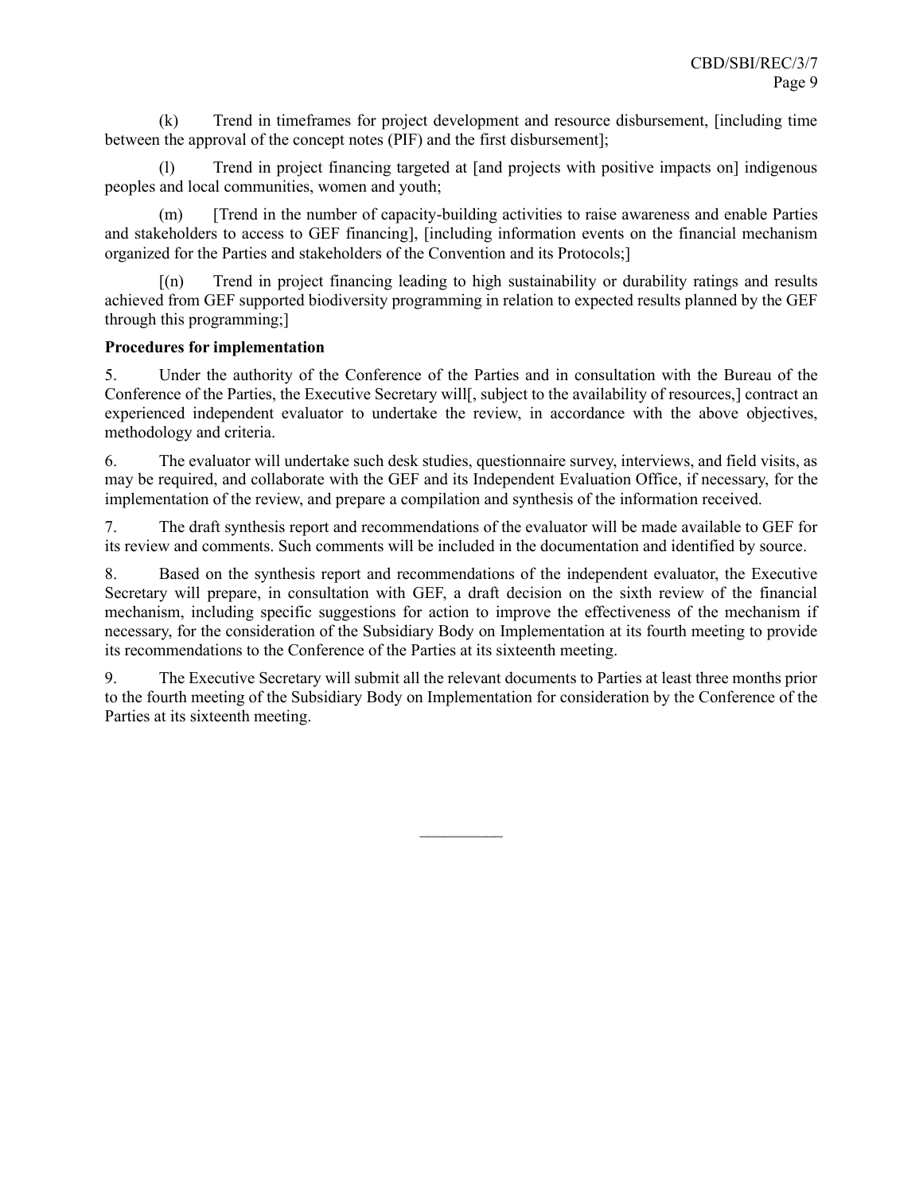(k) Trend in timeframes for project development and resource disbursement, [including time between the approval of the concept notes (PIF) and the first disbursement];

(l) Trend in project financing targeted at [and projects with positive impacts on] indigenous peoples and local communities, women and youth;

(m) [Trend in the number of capacity-building activities to raise awareness and enable Parties and stakeholders to access to GEF financing], [including information events on the financial mechanism organized for the Parties and stakeholders of the Convention and its Protocols;]

[(n) Trend in project financing leading to high sustainability or durability ratings and results achieved from GEF supported biodiversity programming in relation to expected results planned by the GEF through this programming;]

**Procedures for implementation**

5. Under the authority of the Conference of the Parties and in consultation with the Bureau of the Conference of the Parties, the Executive Secretary will[, subject to the availability of resources,] contract an experienced independent evaluator to undertake the review, in accordance with the above objectives, methodology and criteria.

6. The evaluator will undertake such desk studies, questionnaire survey, interviews, and field visits, as may be required, and collaborate with the GEF and its Independent Evaluation Office, if necessary, for the implementation of the review, and prepare a compilation and synthesis of the information received.

7. The draft synthesis report and recommendations of the evaluator will be made available to GEF for its review and comments. Such comments will be included in the documentation and identified by source.

8. Based on the synthesis report and recommendations of the independent evaluator, the Executive Secretary will prepare, in consultation with GEF, a draft decision on the sixth review of the financial mechanism, including specific suggestions for action to improve the effectiveness of the mechanism if necessary, for the consideration of the Subsidiary Body on Implementation at its fourth meeting to provide its recommendations to the Conference of the Parties at its sixteenth meeting.

9. The Executive Secretary will submit all the relevant documents to Parties at least three months prior to the fourth meeting of the Subsidiary Body on Implementation for consideration by the Conference of the Parties at its sixteenth meeting.

\_\_\_\_\_\_\_\_\_\_